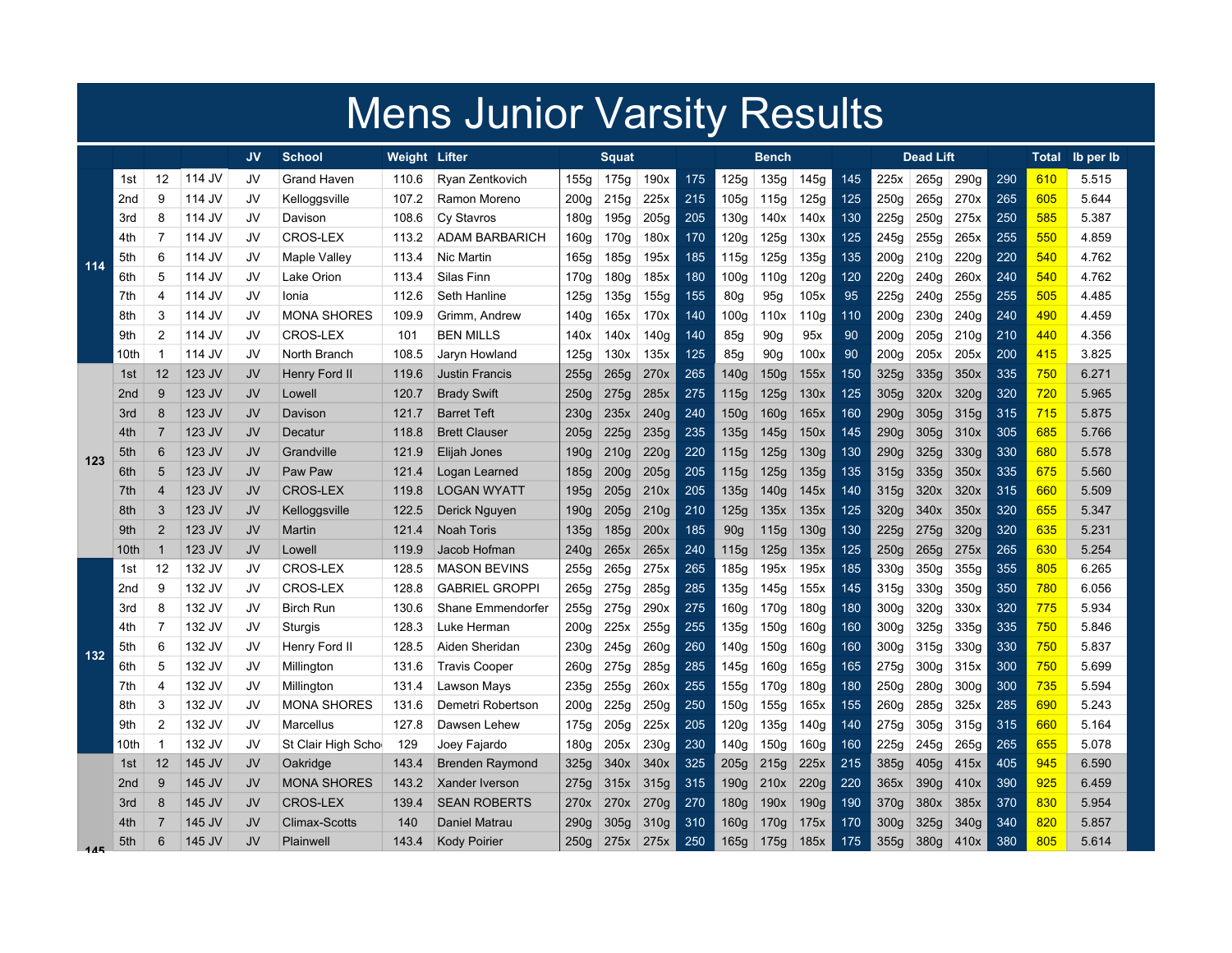# Mens Junior Varsity Results

| | | | | JV | School | Weight | Lifter | Squat | | | | Bench | | | | Dead Lift | | | | Total | lb per lb |
|---|---|---|---|---|---|---|---|---|---|---|---|---|---|---|---|---|---|---|---|---|---|
| 114 | 1st | 12 | 114 JV | JV | Grand Haven | 110.6 | Ryan Zentkovich | 155g | 175g | 190x | 175 | 125g | 135g | 145g | 145 | 225x | 265g | 290g | 290 | 610 | 5.515 |
| | 2nd | 9 | 114 JV | JV | Kelloggsville | 107.2 | Ramon Moreno | 200g | 215g | 225x | 215 | 105g | 115g | 125g | 125 | 250g | 265g | 270x | 265 | 605 | 5.644 |
| | 3rd | 8 | 114 JV | JV | Davison | 108.6 | Cy Stavros | 180g | 195g | 205g | 205 | 130g | 140x | 140x | 130 | 225g | 250g | 275x | 250 | 585 | 5.387 |
| | 4th | 7 | 114 JV | JV | CROS-LEX | 113.2 | ADAM BARBARICH | 160g | 170g | 180x | 170 | 120g | 125g | 130x | 125 | 245g | 255g | 265x | 255 | 550 | 4.859 |
| | 5th | 6 | 114 JV | JV | Maple Valley | 113.4 | Nic Martin | 165g | 185g | 195x | 185 | 115g | 125g | 135g | 135 | 200g | 210g | 220g | 220 | 540 | 4.762 |
| | 6th | 5 | 114 JV | JV | Lake Orion | 113.4 | Silas Finn | 170g | 180g | 185x | 180 | 100g | 110g | 120g | 120 | 220g | 240g | 260x | 240 | 540 | 4.762 |
| | 7th | 4 | 114 JV | JV | Ionia | 112.6 | Seth Hanline | 125g | 135g | 155g | 155 | 80g | 95g | 105x | 95 | 225g | 240g | 255g | 255 | 505 | 4.485 |
| | 8th | 3 | 114 JV | JV | MONA SHORES | 109.9 | Grimm, Andrew | 140g | 165x | 170x | 140 | 100g | 110x | 110g | 110 | 200g | 230g | 240g | 240 | 490 | 4.459 |
| | 9th | 2 | 114 JV | JV | CROS-LEX | 101 | BEN MILLS | 140x | 140x | 140g | 140 | 85g | 90g | 95x | 90 | 200g | 205g | 210g | 210 | 440 | 4.356 |
| | 10th | 1 | 114 JV | JV | North Branch | 108.5 | Jaryn Howland | 125g | 130x | 135x | 125 | 85g | 90g | 100x | 90 | 200g | 205x | 205x | 200 | 415 | 3.825 |
| 123 | 1st | 12 | 123 JV | JV | Henry Ford II | 119.6 | Justin Francis | 255g | 265g | 270x | 265 | 140g | 150g | 155x | 150 | 325g | 335g | 350x | 335 | 750 | 6.271 |
| | 2nd | 9 | 123 JV | JV | Lowell | 120.7 | Brady Swift | 250g | 275g | 285x | 275 | 115g | 125g | 130x | 125 | 305g | 320x | 320g | 320 | 720 | 5.965 |
| | 3rd | 8 | 123 JV | JV | Davison | 121.7 | Barret Teft | 230g | 235x | 240g | 240 | 150g | 160g | 165x | 160 | 290g | 305g | 315g | 315 | 715 | 5.875 |
| | 4th | 7 | 123 JV | JV | Decatur | 118.8 | Brett Clauser | 205g | 225g | 235g | 235 | 135g | 145g | 150x | 145 | 290g | 305g | 310x | 305 | 685 | 5.766 |
| | 5th | 6 | 123 JV | JV | Grandville | 121.9 | Elijah Jones | 190g | 210g | 220g | 220 | 115g | 125g | 130g | 130 | 290g | 325g | 330g | 330 | 680 | 5.578 |
| | 6th | 5 | 123 JV | JV | Paw Paw | 121.4 | Logan Learned | 185g | 200g | 205g | 205 | 115g | 125g | 135g | 135 | 315g | 335g | 350x | 335 | 675 | 5.560 |
| | 7th | 4 | 123 JV | JV | CROS-LEX | 119.8 | LOGAN WYATT | 195g | 205g | 210x | 205 | 135g | 140g | 145x | 140 | 315g | 320x | 320x | 315 | 660 | 5.509 |
| | 8th | 3 | 123 JV | JV | Kelloggsville | 122.5 | Derick Nguyen | 190g | 205g | 210g | 210 | 125g | 135x | 135x | 125 | 320g | 340x | 350x | 320 | 655 | 5.347 |
| | 9th | 2 | 123 JV | JV | Martin | 121.4 | Noah Toris | 135g | 185g | 200x | 185 | 90g | 115g | 130g | 130 | 225g | 275g | 320g | 320 | 635 | 5.231 |
| | 10th | 1 | 123 JV | JV | Lowell | 119.9 | Jacob Hofman | 240g | 265x | 265x | 240 | 115g | 125g | 135x | 125 | 250g | 265g | 275x | 265 | 630 | 5.254 |
| 132 | 1st | 12 | 132 JV | JV | CROS-LEX | 128.5 | MASON BEVINS | 255g | 265g | 275x | 265 | 185g | 195x | 195x | 185 | 330g | 350g | 355g | 355 | 805 | 6.265 |
| | 2nd | 9 | 132 JV | JV | CROS-LEX | 128.8 | GABRIEL GROPPI | 265g | 275g | 285g | 285 | 135g | 145g | 155x | 145 | 315g | 330g | 350g | 350 | 780 | 6.056 |
| | 3rd | 8 | 132 JV | JV | Birch Run | 130.6 | Shane Emmendorfer | 255g | 275g | 290x | 275 | 160g | 170g | 180g | 180 | 300g | 320g | 330x | 320 | 775 | 5.934 |
| | 4th | 7 | 132 JV | JV | Sturgis | 128.3 | Luke Herman | 200g | 225x | 255g | 255 | 135g | 150g | 160g | 160 | 300g | 325g | 335g | 335 | 750 | 5.846 |
| | 5th | 6 | 132 JV | JV | Henry Ford II | 128.5 | Aiden Sheridan | 230g | 245g | 260g | 260 | 140g | 150g | 160g | 160 | 300g | 315g | 330g | 330 | 750 | 5.837 |
| | 6th | 5 | 132 JV | JV | Millington | 131.6 | Travis Cooper | 260g | 275g | 285g | 285 | 145g | 160g | 165g | 165 | 275g | 300g | 315x | 300 | 750 | 5.699 |
| | 7th | 4 | 132 JV | JV | Millington | 131.4 | Lawson Mays | 235g | 255g | 260x | 255 | 155g | 170g | 180g | 180 | 250g | 280g | 300g | 300 | 735 | 5.594 |
| | 8th | 3 | 132 JV | JV | MONA SHORES | 131.6 | Demetri Robertson | 200g | 225g | 250g | 250 | 150g | 155g | 165x | 155 | 260g | 285g | 325x | 285 | 690 | 5.243 |
| | 9th | 2 | 132 JV | JV | Marcellus | 127.8 | Dawsen Lehew | 175g | 205g | 225x | 205 | 120g | 135g | 140g | 140 | 275g | 305g | 315g | 315 | 660 | 5.164 |
| | 10th | 1 | 132 JV | JV | St Clair High Scho | 129 | Joey Fajardo | 180g | 205x | 230g | 230 | 140g | 150g | 160g | 160 | 225g | 245g | 265g | 265 | 655 | 5.078 |
| 145 | 1st | 12 | 145 JV | JV | Oakridge | 143.4 | Brenden Raymond | 325g | 340x | 340x | 325 | 205g | 215g | 225x | 215 | 385g | 405g | 415x | 405 | 945 | 6.590 |
| | 2nd | 9 | 145 JV | JV | MONA SHORES | 143.2 | Xander Iverson | 275g | 315x | 315g | 315 | 190g | 210x | 220g | 220 | 365x | 390g | 410x | 390 | 925 | 6.459 |
| | 3rd | 8 | 145 JV | JV | CROS-LEX | 139.4 | SEAN ROBERTS | 270x | 270x | 270g | 270 | 180g | 190x | 190g | 190 | 370g | 380x | 385x | 370 | 830 | 5.954 |
| | 4th | 7 | 145 JV | JV | Climax-Scotts | 140 | Daniel Matrau | 290g | 305g | 310g | 310 | 160g | 170g | 175x | 170 | 300g | 325g | 340g | 340 | 820 | 5.857 |
| | 5th | 6 | 145 JV | JV | Plainwell | 143.4 | Kody Poirier | 250g | 275x | 275x | 250 | 165g | 175g | 185x | 175 | 355g | 380g | 410x | 380 | 805 | 5.614 |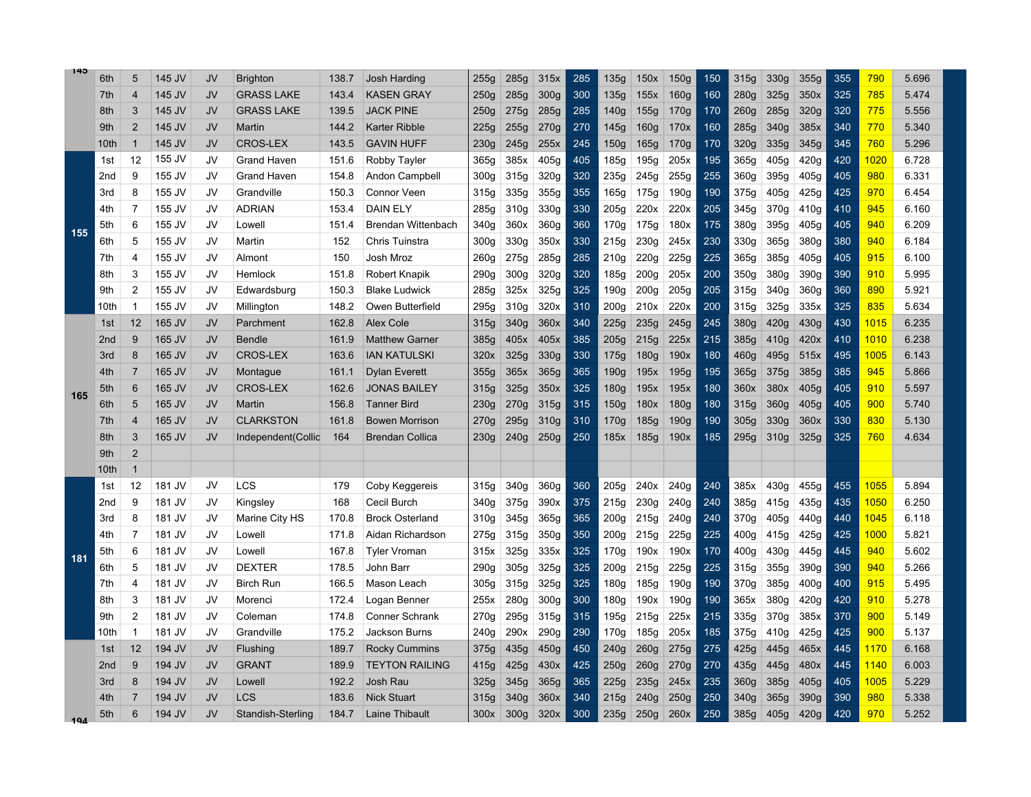| | | | | | | | | | | | | | | | | | | | | | | |
|---|---|---|---|---|---|---|---|---|---|---|---|---|---|---|---|---|---|---|---|---|---|---|
| 145 | 6th | 5 | 145 JV | JV | Brighton | 138.7 | Josh Harding | 255g | 285g | 315x | 285 | 135g | 150x | 150g | 150 | 315g | 330g | 355g | 355 | 790 | 5.696 | |
| | 7th | 4 | 145 JV | JV | GRASS LAKE | 143.4 | KASEN GRAY | 250g | 285g | 300g | 300 | 135g | 155x | 160g | 160 | 280g | 325g | 350x | 325 | 785 | 5.474 | |
| | 8th | 3 | 145 JV | JV | GRASS LAKE | 139.5 | JACK PINE | 250g | 275g | 285g | 285 | 140g | 155g | 170g | 170 | 260g | 285g | 320g | 320 | 775 | 5.556 | |
| | 9th | 2 | 145 JV | JV | Martin | 144.2 | Karter Ribble | 225g | 255g | 270g | 270 | 145g | 160g | 170x | 160 | 285g | 340g | 385x | 340 | 770 | 5.340 | |
| | 10th | 1 | 145 JV | JV | CROS-LEX | 143.5 | GAVIN HUFF | 230g | 245g | 255x | 245 | 150g | 165g | 170g | 170 | 320g | 335g | 345g | 345 | 760 | 5.296 | |
| 155 | 1st | 12 | 155 JV | JV | Grand Haven | 151.6 | Robby Tayler | 365g | 385x | 405g | 405 | 185g | 195g | 205x | 195 | 365g | 405g | 420g | 420 | 1020 | 6.728 | |
| | 2nd | 9 | 155 JV | JV | Grand Haven | 154.8 | Andon Campbell | 300g | 315g | 320g | 320 | 235g | 245g | 255g | 255 | 360g | 395g | 405g | 405 | 980 | 6.331 | |
| | 3rd | 8 | 155 JV | JV | Grandville | 150.3 | Connor Veen | 315g | 335g | 355g | 355 | 165g | 175g | 190g | 190 | 375g | 405g | 425g | 425 | 970 | 6.454 | |
| | 4th | 7 | 155 JV | JV | ADRIAN | 153.4 | DAIN ELY | 285g | 310g | 330g | 330 | 205g | 220x | 220x | 205 | 345g | 370g | 410g | 410 | 945 | 6.160 | |
| | 5th | 6 | 155 JV | JV | Lowell | 151.4 | Brendan Wittenbach | 340g | 360x | 360g | 360 | 170g | 175g | 180x | 175 | 380g | 395g | 405g | 405 | 940 | 6.209 | |
| | 6th | 5 | 155 JV | JV | Martin | 152 | Chris Tuinstra | 300g | 330g | 350x | 330 | 215g | 230g | 245x | 230 | 330g | 365g | 380g | 380 | 940 | 6.184 | |
| | 7th | 4 | 155 JV | JV | Almont | 150 | Josh Mroz | 260g | 275g | 285g | 285 | 210g | 220g | 225g | 225 | 365g | 385g | 405g | 405 | 915 | 6.100 | |
| | 8th | 3 | 155 JV | JV | Hemlock | 151.8 | Robert Knapik | 290g | 300g | 320g | 320 | 185g | 200g | 205x | 200 | 350g | 380g | 390g | 390 | 910 | 5.995 | |
| | 9th | 2 | 155 JV | JV | Edwardsburg | 150.3 | Blake Ludwick | 285g | 325x | 325g | 325 | 190g | 200g | 205g | 205 | 315g | 340g | 360g | 360 | 890 | 5.921 | |
| | 10th | 1 | 155 JV | JV | Millington | 148.2 | Owen Butterfield | 295g | 310g | 320x | 310 | 200g | 210x | 220x | 200 | 315g | 325g | 335x | 325 | 835 | 5.634 | |
| 165 | 1st | 12 | 165 JV | JV | Parchment | 162.8 | Alex Cole | 315g | 340g | 360x | 340 | 225g | 235g | 245g | 245 | 380g | 420g | 430g | 430 | 1015 | 6.235 | |
| | 2nd | 9 | 165 JV | JV | Bendle | 161.9 | Matthew Garner | 385g | 405x | 405x | 385 | 205g | 215g | 225x | 215 | 385g | 410g | 420x | 410 | 1010 | 6.238 | |
| | 3rd | 8 | 165 JV | JV | CROS-LEX | 163.6 | IAN KATULSKI | 320x | 325g | 330g | 330 | 175g | 180g | 190x | 180 | 460g | 495g | 515x | 495 | 1005 | 6.143 | |
| | 4th | 7 | 165 JV | JV | Montague | 161.1 | Dylan Everett | 355g | 365x | 365g | 365 | 190g | 195x | 195g | 195 | 365g | 375g | 385g | 385 | 945 | 5.866 | |
| | 5th | 6 | 165 JV | JV | CROS-LEX | 162.6 | JONAS BAILEY | 315g | 325g | 350x | 325 | 180g | 195x | 195x | 180 | 360x | 380x | 405g | 405 | 910 | 5.597 | |
| | 6th | 5 | 165 JV | JV | Martin | 156.8 | Tanner Bird | 230g | 270g | 315g | 315 | 150g | 180x | 180g | 180 | 315g | 360g | 405g | 405 | 900 | 5.740 | |
| | 7th | 4 | 165 JV | JV | CLARKSTON | 161.8 | Bowen Morrison | 270g | 295g | 310g | 310 | 170g | 185g | 190g | 190 | 305g | 330g | 360x | 330 | 830 | 5.130 | |
| | 8th | 3 | 165 JV | JV | Independent(Collic | 164 | Brendan Collica | 230g | 240g | 250g | 250 | 185x | 185g | 190x | 185 | 295g | 310g | 325g | 325 | 760 | 4.634 | |
| | 9th | 2 | | | | | | | | | | | | | | | | | | | | |
| | 10th | 1 | | | | | | | | | | | | | | | | | | | | |
| 181 | 1st | 12 | 181 JV | JV | LCS | 179 | Coby Keggereis | 315g | 340g | 360g | 360 | 205g | 240x | 240g | 240 | 385x | 430g | 455g | 455 | 1055 | 5.894 | |
| | 2nd | 9 | 181 JV | JV | Kingsley | 168 | Cecil Burch | 340g | 375g | 390x | 375 | 215g | 230g | 240g | 240 | 385g | 415g | 435g | 435 | 1050 | 6.250 | |
| | 3rd | 8 | 181 JV | JV | Marine City HS | 170.8 | Brock Osterland | 310g | 345g | 365g | 365 | 200g | 215g | 240g | 240 | 370g | 405g | 440g | 440 | 1045 | 6.118 | |
| | 4th | 7 | 181 JV | JV | Lowell | 171.8 | Aidan Richardson | 275g | 315g | 350g | 350 | 200g | 215g | 225g | 225 | 400g | 415g | 425g | 425 | 1000 | 5.821 | |
| | 5th | 6 | 181 JV | JV | Lowell | 167.8 | Tyler Vroman | 315x | 325g | 335x | 325 | 170g | 190x | 190x | 170 | 400g | 430g | 445g | 445 | 940 | 5.602 | |
| | 6th | 5 | 181 JV | JV | DEXTER | 178.5 | John Barr | 290g | 305g | 325g | 325 | 200g | 215g | 225g | 225 | 315g | 355g | 390g | 390 | 940 | 5.266 | |
| | 7th | 4 | 181 JV | JV | Birch Run | 166.5 | Mason Leach | 305g | 315g | 325g | 325 | 180g | 185g | 190g | 190 | 370g | 385g | 400g | 400 | 915 | 5.495 | |
| | 8th | 3 | 181 JV | JV | Morenci | 172.4 | Logan Benner | 255x | 280g | 300g | 300 | 180g | 190x | 190g | 190 | 365x | 380g | 420g | 420 | 910 | 5.278 | |
| | 9th | 2 | 181 JV | JV | Coleman | 174.8 | Conner Schrank | 270g | 295g | 315g | 315 | 195g | 215g | 225x | 215 | 335g | 370g | 385x | 370 | 900 | 5.149 | |
| | 10th | 1 | 181 JV | JV | Grandville | 175.2 | Jackson Burns | 240g | 290x | 290g | 290 | 170g | 185g | 205x | 185 | 375g | 410g | 425g | 425 | 900 | 5.137 | |
| 194 | 1st | 12 | 194 JV | JV | Flushing | 189.7 | Rocky Cummins | 375g | 435g | 450g | 450 | 240g | 260g | 275g | 275 | 425g | 445g | 465x | 445 | 1170 | 6.168 | |
| | 2nd | 9 | 194 JV | JV | GRANT | 189.9 | TEYTON RAILING | 415g | 425g | 430x | 425 | 250g | 260g | 270g | 270 | 435g | 445g | 480x | 445 | 1140 | 6.003 | |
| | 3rd | 8 | 194 JV | JV | Lowell | 192.2 | Josh Rau | 325g | 345g | 365g | 365 | 225g | 235g | 245x | 235 | 360g | 385g | 405g | 405 | 1005 | 5.229 | |
| | 4th | 7 | 194 JV | JV | LCS | 183.6 | Nick Stuart | 315g | 340g | 360x | 340 | 215g | 240g | 250g | 250 | 340g | 365g | 390g | 390 | 980 | 5.338 | |
| | 5th | 6 | 194 JV | JV | Standish-Sterling | 184.7 | Laine Thibault | 300x | 300g | 320x | 300 | 235g | 250g | 260x | 250 | 385g | 405g | 420g | 420 | 970 | 5.252 | |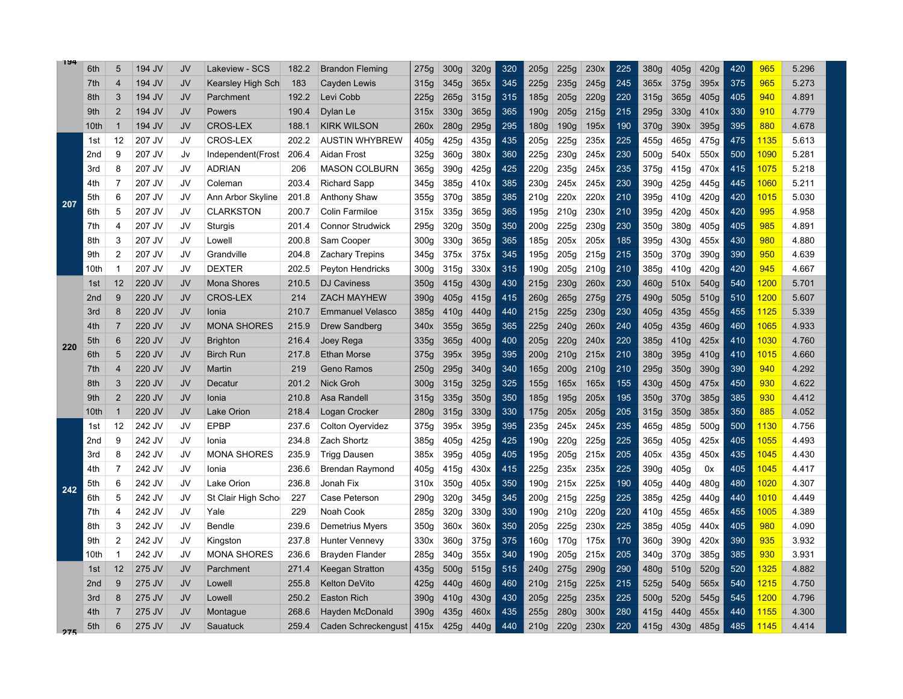| Class | Place | Pts | Weight Class | Div | School | BW | Name | SQ1 | SQ2 | SQ3 | Best SQ | BP1 | BP2 | BP3 | Best BP | DL1 | DL2 | DL3 | Best DL | Total | Coeff |
|---|---|---|---|---|---|---|---|---|---|---|---|---|---|---|---|---|---|---|---|---|---|
| 194 | 6th | 5 | 194 JV | JV | Lakeview - SCS | 182.2 | Brandon Fleming | 275g | 300g | 320g | 320 | 205g | 225g | 230x | 225 | 380g | 405g | 420g | 420 | 965 | 5.296 |
| | 7th | 4 | 194 JV | JV | Kearsley High Sch | 183 | Cayden Lewis | 315g | 345g | 365x | 345 | 225g | 235g | 245g | 245 | 365x | 375g | 395x | 375 | 965 | 5.273 |
| | 8th | 3 | 194 JV | JV | Parchment | 192.2 | Levi Cobb | 225g | 265g | 315g | 315 | 185g | 205g | 220g | 220 | 315g | 365g | 405g | 405 | 940 | 4.891 |
| | 9th | 2 | 194 JV | JV | Powers | 190.4 | Dylan Le | 315x | 330g | 365g | 365 | 190g | 205g | 215g | 215 | 295g | 330g | 410x | 330 | 910 | 4.779 |
| | 10th | 1 | 194 JV | JV | CROS-LEX | 188.1 | KIRK WILSON | 260x | 280g | 295g | 295 | 180g | 190g | 195x | 190 | 370g | 390x | 395g | 395 | 880 | 4.678 |
| 207 | 1st | 12 | 207 JV | JV | CROS-LEX | 202.2 | AUSTIN WHYBREW | 405g | 425g | 435g | 435 | 205g | 225g | 235x | 225 | 455g | 465g | 475g | 475 | 1135 | 5.613 |
| | 2nd | 9 | 207 JV | Jv | Independent(Frost | 206.4 | Aidan Frost | 325g | 360g | 380x | 360 | 225g | 230g | 245x | 230 | 500g | 540x | 550x | 500 | 1090 | 5.281 |
| | 3rd | 8 | 207 JV | JV | ADRIAN | 206 | MASON COLBURN | 365g | 390g | 425g | 425 | 220g | 235g | 245x | 235 | 375g | 415g | 470x | 415 | 1075 | 5.218 |
| | 4th | 7 | 207 JV | JV | Coleman | 203.4 | Richard Sapp | 345g | 385g | 410x | 385 | 230g | 245x | 245x | 230 | 390g | 425g | 445g | 445 | 1060 | 5.211 |
| | 5th | 6 | 207 JV | JV | Ann Arbor Skyline | 201.8 | Anthony Shaw | 355g | 370g | 385g | 385 | 210g | 220x | 220x | 210 | 395g | 410g | 420g | 420 | 1015 | 5.030 |
| | 6th | 5 | 207 JV | JV | CLARKSTON | 200.7 | Colin Farmiloe | 315x | 335g | 365g | 365 | 195g | 210g | 230x | 210 | 395g | 420g | 450x | 420 | 995 | 4.958 |
| | 7th | 4 | 207 JV | JV | Sturgis | 201.4 | Connor Strudwick | 295g | 320g | 350g | 350 | 200g | 225g | 230g | 230 | 350g | 380g | 405g | 405 | 985 | 4.891 |
| | 8th | 3 | 207 JV | JV | Lowell | 200.8 | Sam Cooper | 300g | 330g | 365g | 365 | 185g | 205x | 205x | 185 | 395g | 430g | 455x | 430 | 980 | 4.880 |
| | 9th | 2 | 207 JV | JV | Grandville | 204.8 | Zachary Trepins | 345g | 375x | 375x | 345 | 195g | 205g | 215g | 215 | 350g | 370g | 390g | 390 | 950 | 4.639 |
| | 10th | 1 | 207 JV | JV | DEXTER | 202.5 | Peyton Hendricks | 300g | 315g | 330x | 315 | 190g | 205g | 210g | 210 | 385g | 410g | 420g | 420 | 945 | 4.667 |
| 220 | 1st | 12 | 220 JV | JV | Mona Shores | 210.5 | DJ Caviness | 350g | 415g | 430g | 430 | 215g | 230g | 260x | 230 | 460g | 510x | 540g | 540 | 1200 | 5.701 |
| | 2nd | 9 | 220 JV | JV | CROS-LEX | 214 | ZACH MAYHEW | 390g | 405g | 415g | 415 | 260g | 265g | 275g | 275 | 490g | 505g | 510g | 510 | 1200 | 5.607 |
| | 3rd | 8 | 220 JV | JV | Ionia | 210.7 | Emmanuel Velasco | 385g | 410g | 440g | 440 | 215g | 225g | 230g | 230 | 405g | 435g | 455g | 455 | 1125 | 5.339 |
| | 4th | 7 | 220 JV | JV | MONA SHORES | 215.9 | Drew Sandberg | 340x | 355g | 365g | 365 | 225g | 240g | 260x | 240 | 405g | 435g | 460g | 460 | 1065 | 4.933 |
| | 5th | 6 | 220 JV | JV | Brighton | 216.4 | Joey Rega | 335g | 365g | 400g | 400 | 205g | 220g | 240x | 220 | 385g | 410g | 425x | 410 | 1030 | 4.760 |
| | 6th | 5 | 220 JV | JV | Birch Run | 217.8 | Ethan Morse | 375g | 395x | 395g | 395 | 200g | 210g | 215x | 210 | 380g | 395g | 410g | 410 | 1015 | 4.660 |
| | 7th | 4 | 220 JV | JV | Martin | 219 | Geno Ramos | 250g | 295g | 340g | 340 | 165g | 200g | 210g | 210 | 295g | 350g | 390g | 390 | 940 | 4.292 |
| | 8th | 3 | 220 JV | JV | Decatur | 201.2 | Nick Groh | 300g | 315g | 325g | 325 | 155g | 165x | 165x | 155 | 430g | 450g | 475x | 450 | 930 | 4.622 |
| | 9th | 2 | 220 JV | JV | Ionia | 210.8 | Asa Randell | 315g | 335g | 350g | 350 | 185g | 195g | 205x | 195 | 350g | 370g | 385g | 385 | 930 | 4.412 |
| | 10th | 1 | 220 JV | JV | Lake Orion | 218.4 | Logan Crocker | 280g | 315g | 330g | 330 | 175g | 205x | 205g | 205 | 315g | 350g | 385x | 350 | 885 | 4.052 |
| 242 | 1st | 12 | 242 JV | JV | EPBP | 237.6 | Colton Oyervidez | 375g | 395x | 395g | 395 | 235g | 245x | 245x | 235 | 465g | 485g | 500g | 500 | 1130 | 4.756 |
| | 2nd | 9 | 242 JV | JV | Ionia | 234.8 | Zach Shortz | 385g | 405g | 425g | 425 | 190g | 220g | 225g | 225 | 365g | 405g | 425x | 405 | 1055 | 4.493 |
| | 3rd | 8 | 242 JV | JV | MONA SHORES | 235.9 | Trigg Dausen | 385x | 395g | 405g | 405 | 195g | 205g | 215x | 205 | 405x | 435g | 450x | 435 | 1045 | 4.430 |
| | 4th | 7 | 242 JV | JV | Ionia | 236.6 | Brendan Raymond | 405g | 415g | 430x | 415 | 225g | 235x | 235x | 225 | 390g | 405g | 0x | 405 | 1045 | 4.417 |
| | 5th | 6 | 242 JV | JV | Lake Orion | 236.8 | Jonah Fix | 310x | 350g | 405x | 350 | 190g | 215x | 225x | 190 | 405g | 440g | 480g | 480 | 1020 | 4.307 |
| | 6th | 5 | 242 JV | JV | St Clair High Scho | 227 | Case Peterson | 290g | 320g | 345g | 345 | 200g | 215g | 225g | 225 | 385g | 425g | 440g | 440 | 1010 | 4.449 |
| | 7th | 4 | 242 JV | JV | Yale | 229 | Noah Cook | 285g | 320g | 330g | 330 | 190g | 210g | 220g | 220 | 410g | 455g | 465x | 455 | 1005 | 4.389 |
| | 8th | 3 | 242 JV | JV | Bendle | 239.6 | Demetrius Myers | 350g | 360x | 360x | 350 | 205g | 225g | 230x | 225 | 385g | 405g | 440x | 405 | 980 | 4.090 |
| | 9th | 2 | 242 JV | JV | Kingston | 237.8 | Hunter Vennevy | 330x | 360g | 375g | 375 | 160g | 170g | 175x | 170 | 360g | 390g | 420x | 390 | 935 | 3.932 |
| | 10th | 1 | 242 JV | JV | MONA SHORES | 236.6 | Brayden Flander | 285g | 340g | 355x | 340 | 190g | 205g | 215x | 205 | 340g | 370g | 385g | 385 | 930 | 3.931 |
| 275 | 1st | 12 | 275 JV | JV | Parchment | 271.4 | Keegan Stratton | 435g | 500g | 515g | 515 | 240g | 275g | 290g | 290 | 480g | 510g | 520g | 520 | 1325 | 4.882 |
| | 2nd | 9 | 275 JV | JV | Lowell | 255.8 | Kelton DeVito | 425g | 440g | 460g | 460 | 210g | 215g | 225x | 215 | 525g | 540g | 565x | 540 | 1215 | 4.750 |
| | 3rd | 8 | 275 JV | JV | Lowell | 250.2 | Easton Rich | 390g | 410g | 430g | 430 | 205g | 225g | 235x | 225 | 500g | 520g | 545g | 545 | 1200 | 4.796 |
| | 4th | 7 | 275 JV | JV | Montague | 268.6 | Hayden McDonald | 390g | 435g | 460x | 435 | 255g | 280g | 300x | 280 | 415g | 440g | 455x | 440 | 1155 | 4.300 |
| | 5th | 6 | 275 JV | JV | Sauatuck | 259.4 | Caden Schreckengust | 415x | 425g | 440g | 440 | 210g | 220g | 230x | 220 | 415g | 430g | 485g | 485 | 1145 | 4.414 |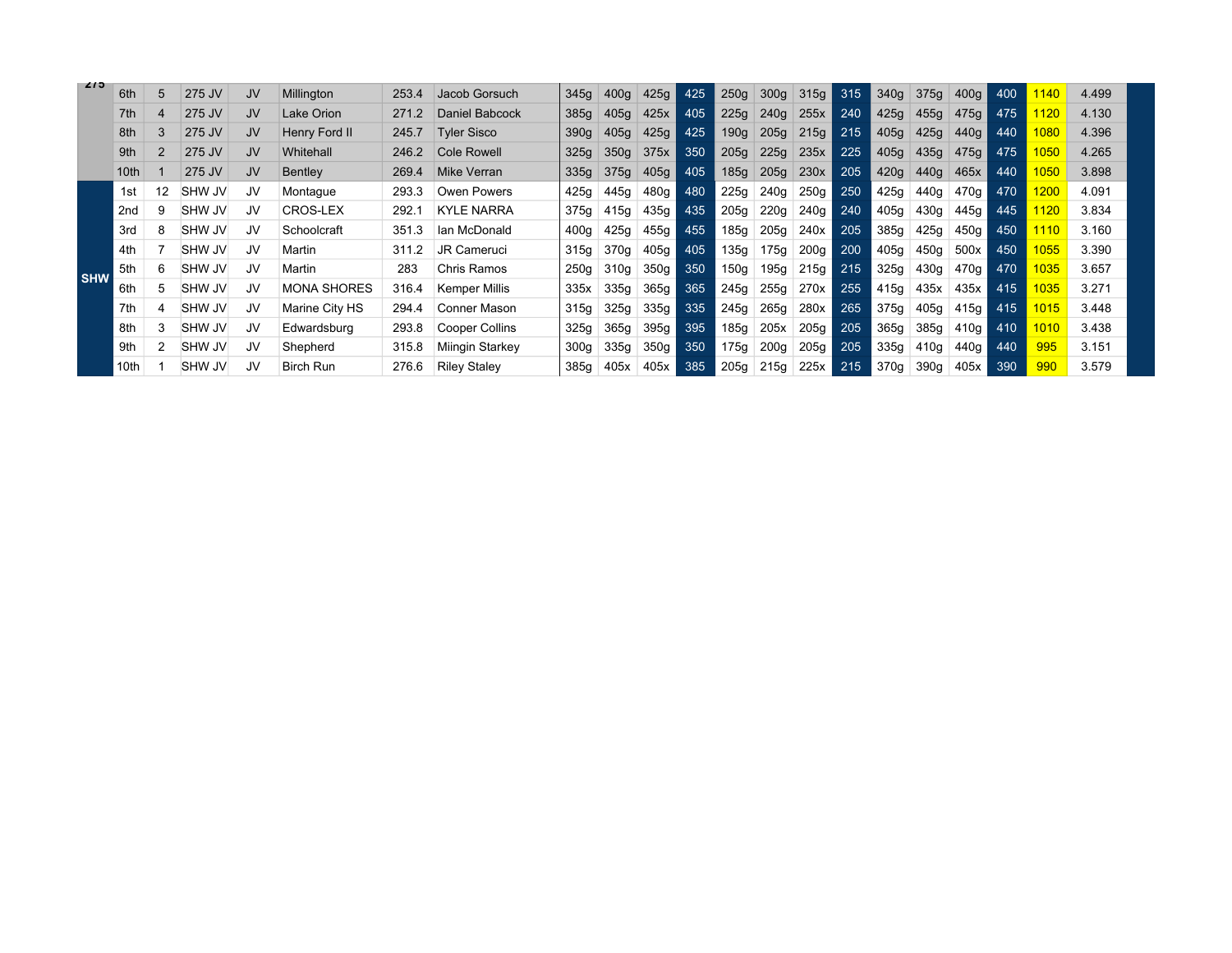| | | | | | | | | | | | | | | | | | | | | | | | | | |
|---|---|---|---|---|---|---|---|---|---|---|---|---|---|---|---|---|---|---|---|---|---|---|---|---|---|
| 275 | 6th | 5 | 275 JV | JV | Millington | 253.4 | Jacob Gorsuch | 345g | 400g | 425g | 425 | 250g | 300g | 315g | 315 | 340g | 375g | 400g | 400 | 1140 | 4.499 | |
| | 7th | 4 | 275 JV | JV | Lake Orion | 271.2 | Daniel Babcock | 385g | 405g | 425x | 405 | 225g | 240g | 255x | 240 | 425g | 455g | 475g | 475 | 1120 | 4.130 | |
| | 8th | 3 | 275 JV | JV | Henry Ford II | 245.7 | Tyler Sisco | 390g | 405g | 425g | 425 | 190g | 205g | 215g | 215 | 405g | 425g | 440g | 440 | 1080 | 4.396 | |
| | 9th | 2 | 275 JV | JV | Whitehall | 246.2 | Cole Rowell | 325g | 350g | 375x | 350 | 205g | 225g | 235x | 225 | 405g | 435g | 475g | 475 | 1050 | 4.265 | |
| | 10th | 1 | 275 JV | JV | Bentley | 269.4 | Mike Verran | 335g | 375g | 405g | 405 | 185g | 205g | 230x | 205 | 420g | 440g | 465x | 440 | 1050 | 3.898 | |
| SHW | 1st | 12 | SHW JV | JV | Montague | 293.3 | Owen Powers | 425g | 445g | 480g | 480 | 225g | 240g | 250g | 250 | 425g | 440g | 470g | 470 | 1200 | 4.091 | |
| | 2nd | 9 | SHW JV | JV | CROS-LEX | 292.1 | KYLE NARRA | 375g | 415g | 435g | 435 | 205g | 220g | 240g | 240 | 405g | 430g | 445g | 445 | 1120 | 3.834 | |
| | 3rd | 8 | SHW JV | JV | Schoolcraft | 351.3 | Ian McDonald | 400g | 425g | 455g | 455 | 185g | 205g | 240x | 205 | 385g | 425g | 450g | 450 | 1110 | 3.160 | |
| | 4th | 7 | SHW JV | JV | Martin | 311.2 | JR Cameruci | 315g | 370g | 405g | 405 | 135g | 175g | 200g | 200 | 405g | 450g | 500x | 450 | 1055 | 3.390 | |
| | 5th | 6 | SHW JV | JV | Martin | 283 | Chris Ramos | 250g | 310g | 350g | 350 | 150g | 195g | 215g | 215 | 325g | 430g | 470g | 470 | 1035 | 3.657 | |
| | 6th | 5 | SHW JV | JV | MONA SHORES | 316.4 | Kemper Millis | 335x | 335g | 365g | 365 | 245g | 255g | 270x | 255 | 415g | 435x | 435x | 415 | 1035 | 3.271 | |
| | 7th | 4 | SHW JV | JV | Marine City HS | 294.4 | Conner Mason | 315g | 325g | 335g | 335 | 245g | 265g | 280x | 265 | 375g | 405g | 415g | 415 | 1015 | 3.448 | |
| | 8th | 3 | SHW JV | JV | Edwardsburg | 293.8 | Cooper Collins | 325g | 365g | 395g | 395 | 185g | 205x | 205g | 205 | 365g | 385g | 410g | 410 | 1010 | 3.438 | |
| | 9th | 2 | SHW JV | JV | Shepherd | 315.8 | Miingin Starkey | 300g | 335g | 350g | 350 | 175g | 200g | 205g | 205 | 335g | 410g | 440g | 440 | 995 | 3.151 | |
| | 10th | 1 | SHW JV | JV | Birch Run | 276.6 | Riley Staley | 385g | 405x | 405x | 385 | 205g | 215g | 225x | 215 | 370g | 390g | 405x | 390 | 990 | 3.579 | |